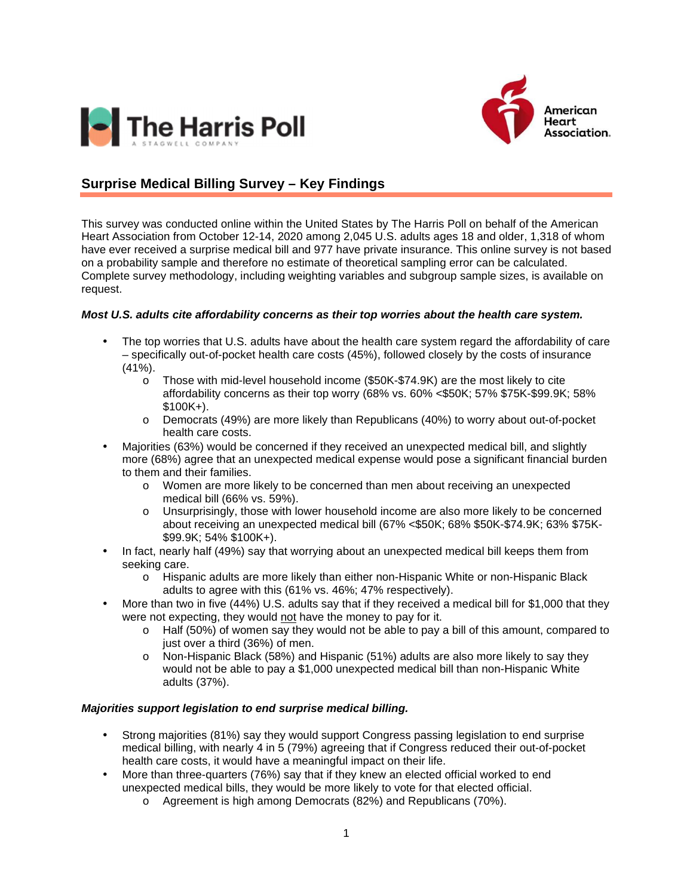## Surprise Medical Billing Survey – Key Findings

This survey was conducted online within the United States by The Harris Poll on behalf of the American Heart Association from October 12-14, 2020 among 2,045 U.S. adults ages 18 and older, 1,318 of whom have ever received a surprise medical bill and 977 have private insurance. This online survey is not based on a probability sample and therefore no estimate of theoretical sampling error can be calculated. Complete survey methodology, including weighting variables and subgroup sample sizes, is available on request.

***Most U.S. adults cite affordability concerns as their top worries about the health care system.***

- The top worries that U.S. adults have about the health care system regard the affordability of care – specifically out-of-pocket health care costs (45%), followed closely by the costs of insurance (41%).
  - Those with mid-level household income ($50K-$74.9K) are the most likely to cite affordability concerns as their top worry (68% vs. 60% <$50K; 57% $75K-$99.9K; 58% $100K+).
  - Democrats (49%) are more likely than Republicans (40%) to worry about out-of-pocket health care costs.
- Majorities (63%) would be concerned if they received an unexpected medical bill, and slightly more (68%) agree that an unexpected medical expense would pose a significant financial burden to them and their families.
  - Women are more likely to be concerned than men about receiving an unexpected medical bill (66% vs. 59%).
  - Unsurprisingly, those with lower household income are also more likely to be concerned about receiving an unexpected medical bill (67% <$50K; 68% $50K-$74.9K; 63% $75K-$99.9K; 54% $100K+).
- In fact, nearly half (49%) say that worrying about an unexpected medical bill keeps them from seeking care.
  - Hispanic adults are more likely than either non-Hispanic White or non-Hispanic Black adults to agree with this (61% vs. 46%; 47% respectively).
- More than two in five (44%) U.S. adults say that if they received a medical bill for $1,000 that they were not expecting, they would <u>not</u> have the money to pay for it.
  - Half (50%) of women say they would not be able to pay a bill of this amount, compared to just over a third (36%) of men.
  - Non-Hispanic Black (58%) and Hispanic (51%) adults are also more likely to say they would not be able to pay a $1,000 unexpected medical bill than non-Hispanic White adults (37%).

***Majorities support legislation to end surprise medical billing.***

- Strong majorities (81%) say they would support Congress passing legislation to end surprise medical billing, with nearly 4 in 5 (79%) agreeing that if Congress reduced their out-of-pocket health care costs, it would have a meaningful impact on their life.
- More than three-quarters (76%) say that if they knew an elected official worked to end unexpected medical bills, they would be more likely to vote for that elected official.
  - Agreement is high among Democrats (82%) and Republicans (70%).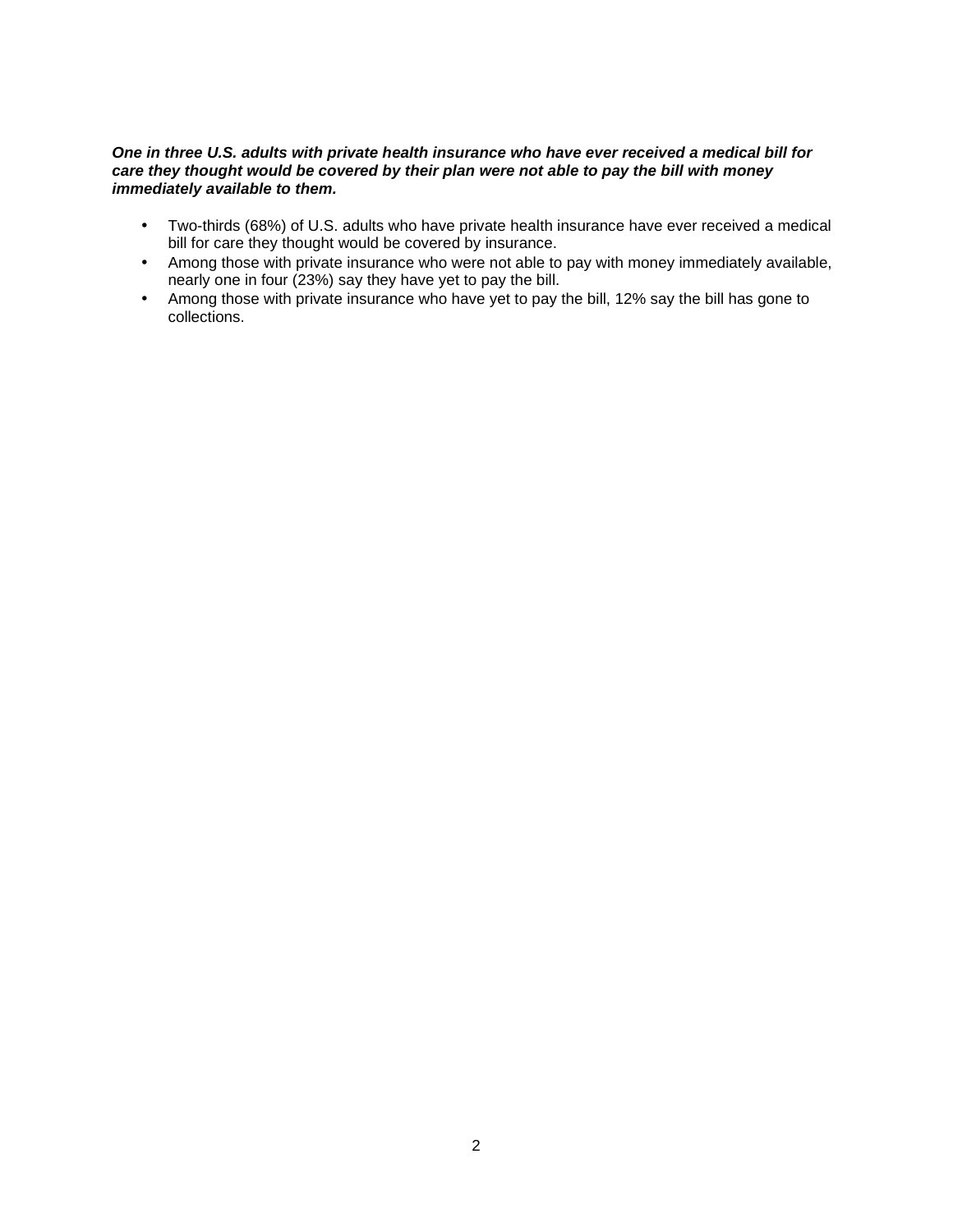***One in three U.S. adults with private health insurance who have ever received a medical bill for care they thought would be covered by their plan were not able to pay the bill with money immediately available to them.***

- Two-thirds (68%) of U.S. adults who have private health insurance have ever received a medical bill for care they thought would be covered by insurance.
- Among those with private insurance who were not able to pay with money immediately available, nearly one in four (23%) say they have yet to pay the bill.
- Among those with private insurance who have yet to pay the bill, 12% say the bill has gone to collections.